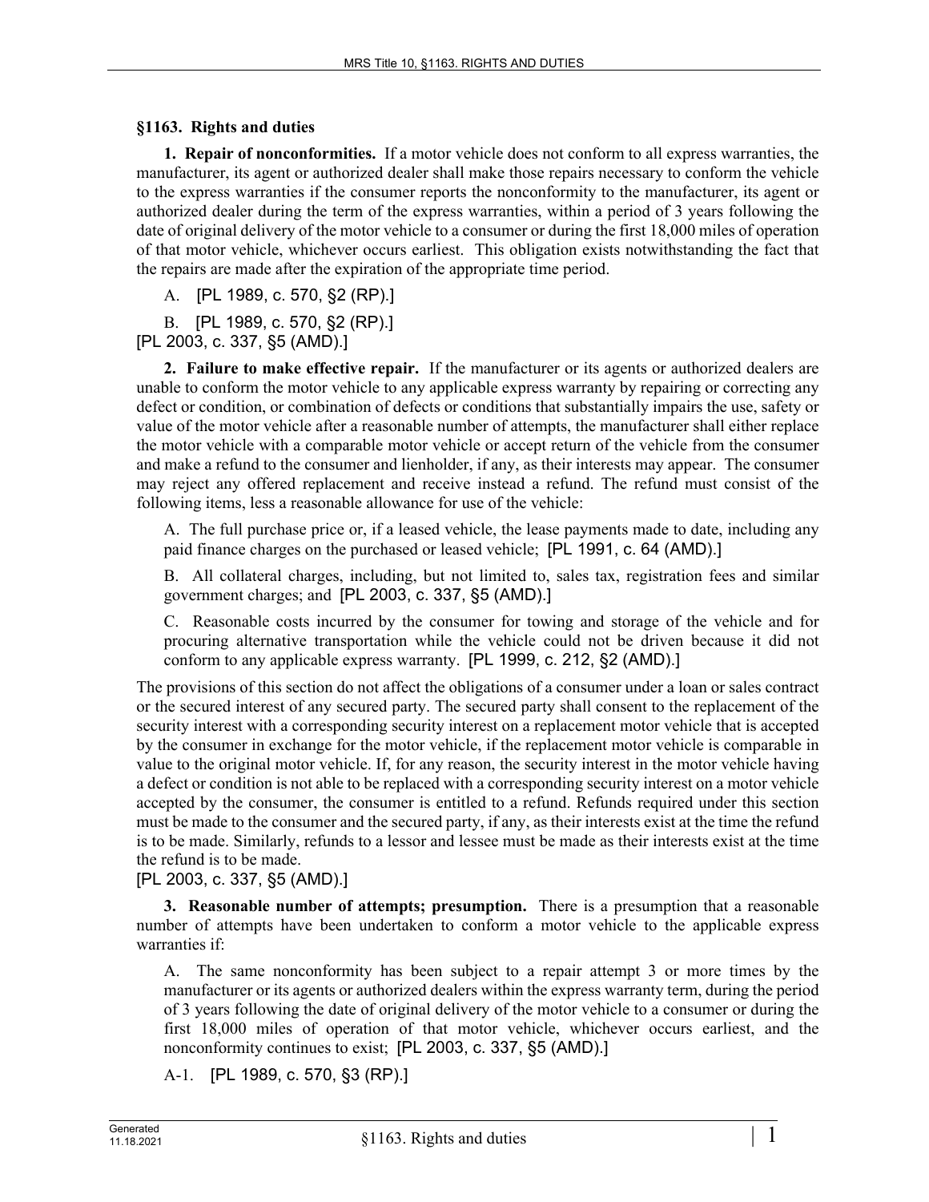### §1163. Rights and duties

**1. Repair of nonconformities.** If a motor vehicle does not conform to all express warranties, the manufacturer, its agent or authorized dealer shall make those repairs necessary to conform the vehicle to the express warranties if the consumer reports the nonconformity to the manufacturer, its agent or authorized dealer during the term of the express warranties, within a period of 3 years following the date of original delivery of the motor vehicle to a consumer or during the first 18,000 miles of operation of that motor vehicle, whichever occurs earliest. This obligation exists notwithstanding the fact that the repairs are made after the expiration of the appropriate time period.

A. [PL 1989, c. 570, §2 (RP).]

B. [PL 1989, c. 570, §2 (RP).]

[PL 2003, c. 337, §5 (AMD).]

**2. Failure to make effective repair.** If the manufacturer or its agents or authorized dealers are unable to conform the motor vehicle to any applicable express warranty by repairing or correcting any defect or condition, or combination of defects or conditions that substantially impairs the use, safety or value of the motor vehicle after a reasonable number of attempts, the manufacturer shall either replace the motor vehicle with a comparable motor vehicle or accept return of the vehicle from the consumer and make a refund to the consumer and lienholder, if any, as their interests may appear. The consumer may reject any offered replacement and receive instead a refund. The refund must consist of the following items, less a reasonable allowance for use of the vehicle:

A. The full purchase price or, if a leased vehicle, the lease payments made to date, including any paid finance charges on the purchased or leased vehicle; [PL 1991, c. 64 (AMD).]

B. All collateral charges, including, but not limited to, sales tax, registration fees and similar government charges; and [PL 2003, c. 337, §5 (AMD).]

C. Reasonable costs incurred by the consumer for towing and storage of the vehicle and for procuring alternative transportation while the vehicle could not be driven because it did not conform to any applicable express warranty. [PL 1999, c. 212, §2 (AMD).]

The provisions of this section do not affect the obligations of a consumer under a loan or sales contract or the secured interest of any secured party. The secured party shall consent to the replacement of the security interest with a corresponding security interest on a replacement motor vehicle that is accepted by the consumer in exchange for the motor vehicle, if the replacement motor vehicle is comparable in value to the original motor vehicle. If, for any reason, the security interest in the motor vehicle having a defect or condition is not able to be replaced with a corresponding security interest on a motor vehicle accepted by the consumer, the consumer is entitled to a refund. Refunds required under this section must be made to the consumer and the secured party, if any, as their interests exist at the time the refund is to be made. Similarly, refunds to a lessor and lessee must be made as their interests exist at the time the refund is to be made.

[PL 2003, c. 337, §5 (AMD).]

**3. Reasonable number of attempts; presumption.** There is a presumption that a reasonable number of attempts have been undertaken to conform a motor vehicle to the applicable express warranties if:

A. The same nonconformity has been subject to a repair attempt 3 or more times by the manufacturer or its agents or authorized dealers within the express warranty term, during the period of 3 years following the date of original delivery of the motor vehicle to a consumer or during the first 18,000 miles of operation of that motor vehicle, whichever occurs earliest, and the nonconformity continues to exist; [PL 2003, c. 337, §5 (AMD).]

A-1. [PL 1989, c. 570, §3 (RP).]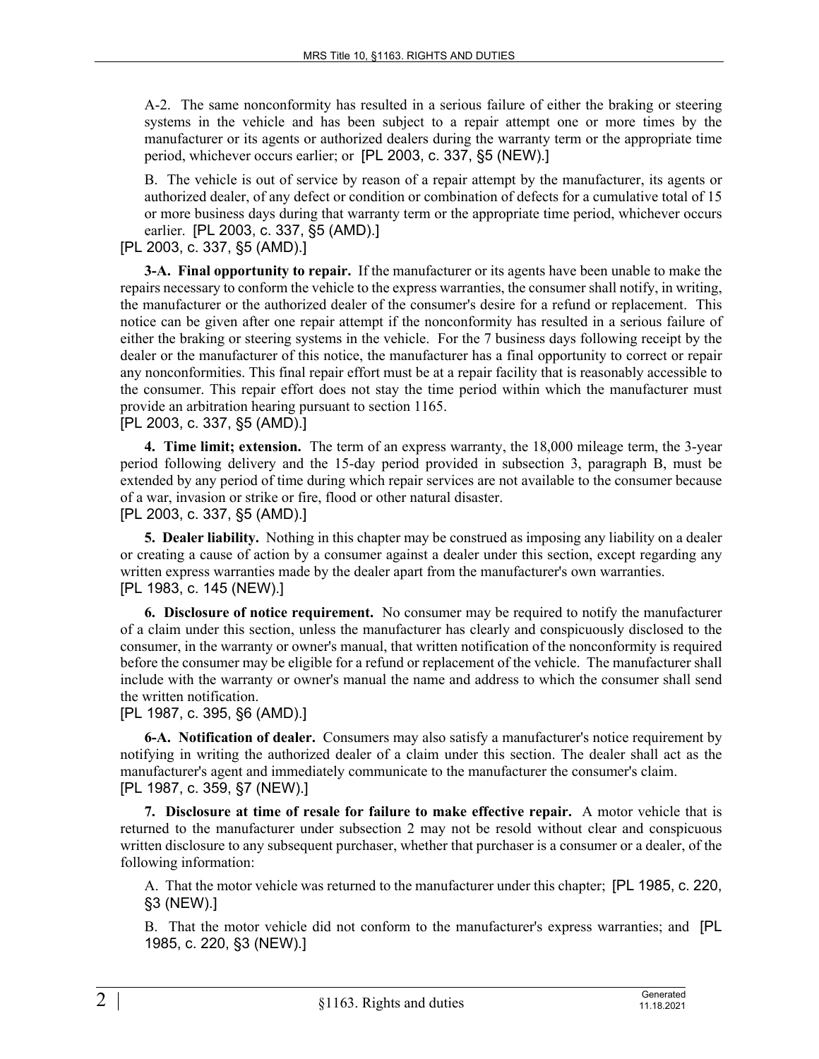A-2. The same nonconformity has resulted in a serious failure of either the braking or steering systems in the vehicle and has been subject to a repair attempt one or more times by the manufacturer or its agents or authorized dealers during the warranty term or the appropriate time period, whichever occurs earlier; or [PL 2003, c. 337, §5 (NEW).]

B. The vehicle is out of service by reason of a repair attempt by the manufacturer, its agents or authorized dealer, of any defect or condition or combination of defects for a cumulative total of 15 or more business days during that warranty term or the appropriate time period, whichever occurs earlier. [PL 2003, c. 337, §5 (AMD).]

[PL 2003, c. 337, §5 (AMD).]

**3-A. Final opportunity to repair.** If the manufacturer or its agents have been unable to make the repairs necessary to conform the vehicle to the express warranties, the consumer shall notify, in writing, the manufacturer or the authorized dealer of the consumer's desire for a refund or replacement. This notice can be given after one repair attempt if the nonconformity has resulted in a serious failure of either the braking or steering systems in the vehicle. For the 7 business days following receipt by the dealer or the manufacturer of this notice, the manufacturer has a final opportunity to correct or repair any nonconformities. This final repair effort must be at a repair facility that is reasonably accessible to the consumer. This repair effort does not stay the time period within which the manufacturer must provide an arbitration hearing pursuant to section 1165.

[PL 2003, c. 337, §5 (AMD).]

**4. Time limit; extension.** The term of an express warranty, the 18,000 mileage term, the 3-year period following delivery and the 15-day period provided in subsection 3, paragraph B, must be extended by any period of time during which repair services are not available to the consumer because of a war, invasion or strike or fire, flood or other natural disaster.

[PL 2003, c. 337, §5 (AMD).]

**5. Dealer liability.** Nothing in this chapter may be construed as imposing any liability on a dealer or creating a cause of action by a consumer against a dealer under this section, except regarding any written express warranties made by the dealer apart from the manufacturer's own warranties.

[PL 1983, c. 145 (NEW).]

**6. Disclosure of notice requirement.** No consumer may be required to notify the manufacturer of a claim under this section, unless the manufacturer has clearly and conspicuously disclosed to the consumer, in the warranty or owner's manual, that written notification of the nonconformity is required before the consumer may be eligible for a refund or replacement of the vehicle. The manufacturer shall include with the warranty or owner's manual the name and address to which the consumer shall send the written notification.

[PL 1987, c. 395, §6 (AMD).]

**6-A. Notification of dealer.** Consumers may also satisfy a manufacturer's notice requirement by notifying in writing the authorized dealer of a claim under this section. The dealer shall act as the manufacturer's agent and immediately communicate to the manufacturer the consumer's claim.

[PL 1987, c. 359, §7 (NEW).]

**7. Disclosure at time of resale for failure to make effective repair.** A motor vehicle that is returned to the manufacturer under subsection 2 may not be resold without clear and conspicuous written disclosure to any subsequent purchaser, whether that purchaser is a consumer or a dealer, of the following information:

A. That the motor vehicle was returned to the manufacturer under this chapter; [PL 1985, c. 220, §3 (NEW).]

B. That the motor vehicle did not conform to the manufacturer's express warranties; and [PL 1985, c. 220, §3 (NEW).]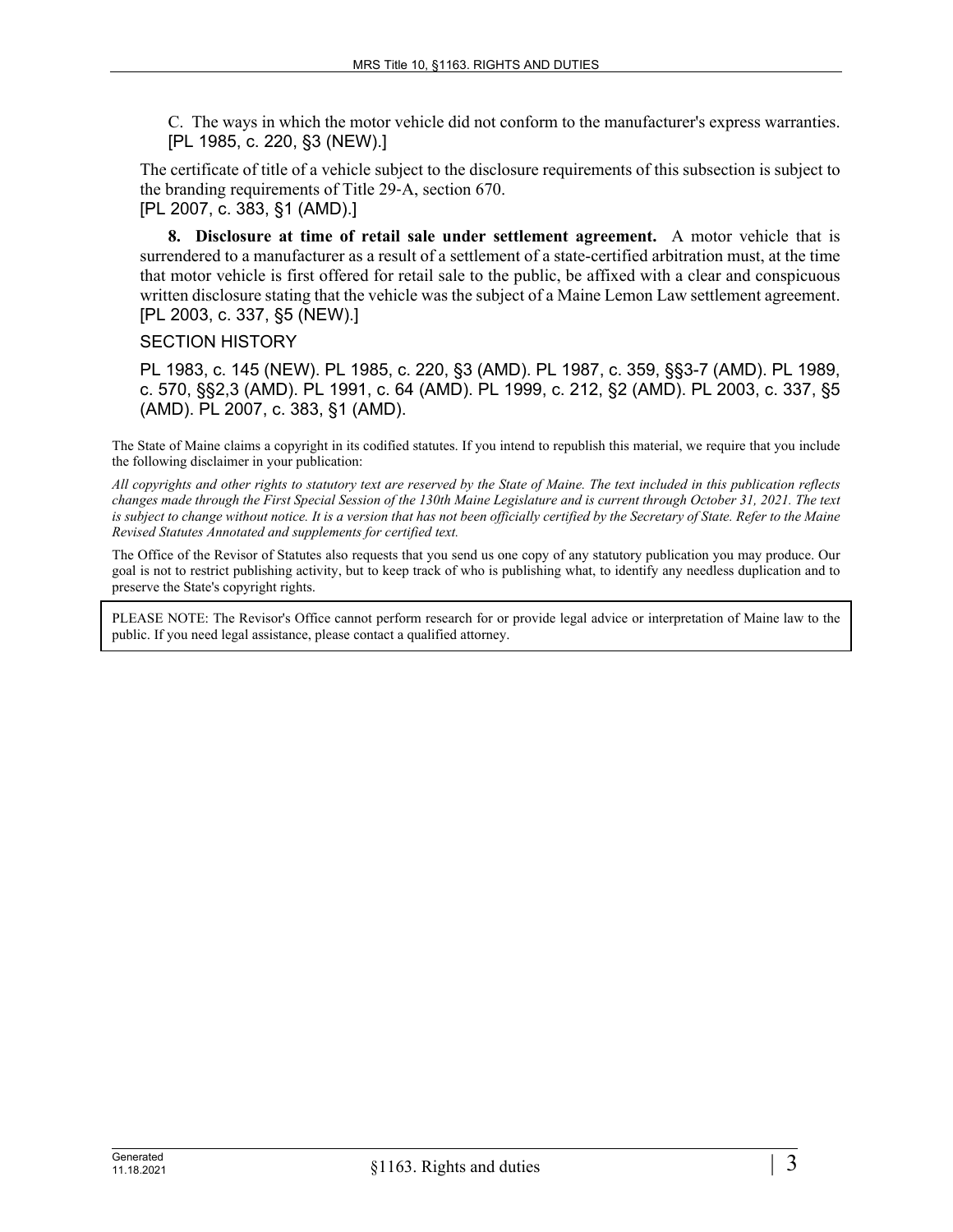C. The ways in which the motor vehicle did not conform to the manufacturer's express warranties. [PL 1985, c. 220, §3 (NEW).]

The certificate of title of a vehicle subject to the disclosure requirements of this subsection is subject to the branding requirements of Title 29-A, section 670.
[PL 2007, c. 383, §1 (AMD).]

**8. Disclosure at time of retail sale under settlement agreement.** A motor vehicle that is surrendered to a manufacturer as a result of a settlement of a state-certified arbitration must, at the time that motor vehicle is first offered for retail sale to the public, be affixed with a clear and conspicuous written disclosure stating that the vehicle was the subject of a Maine Lemon Law settlement agreement.
[PL 2003, c. 337, §5 (NEW).]

SECTION HISTORY

PL 1983, c. 145 (NEW). PL 1985, c. 220, §3 (AMD). PL 1987, c. 359, §§3-7 (AMD). PL 1989, c. 570, §§2,3 (AMD). PL 1991, c. 64 (AMD). PL 1999, c. 212, §2 (AMD). PL 2003, c. 337, §5 (AMD). PL 2007, c. 383, §1 (AMD).

The State of Maine claims a copyright in its codified statutes. If you intend to republish this material, we require that you include the following disclaimer in your publication:

*All copyrights and other rights to statutory text are reserved by the State of Maine. The text included in this publication reflects changes made through the First Special Session of the 130th Maine Legislature and is current through October 31, 2021. The text is subject to change without notice. It is a version that has not been officially certified by the Secretary of State. Refer to the Maine Revised Statutes Annotated and supplements for certified text.*

The Office of the Revisor of Statutes also requests that you send us one copy of any statutory publication you may produce. Our goal is not to restrict publishing activity, but to keep track of who is publishing what, to identify any needless duplication and to preserve the State's copyright rights.

PLEASE NOTE: The Revisor's Office cannot perform research for or provide legal advice or interpretation of Maine law to the public. If you need legal assistance, please contact a qualified attorney.